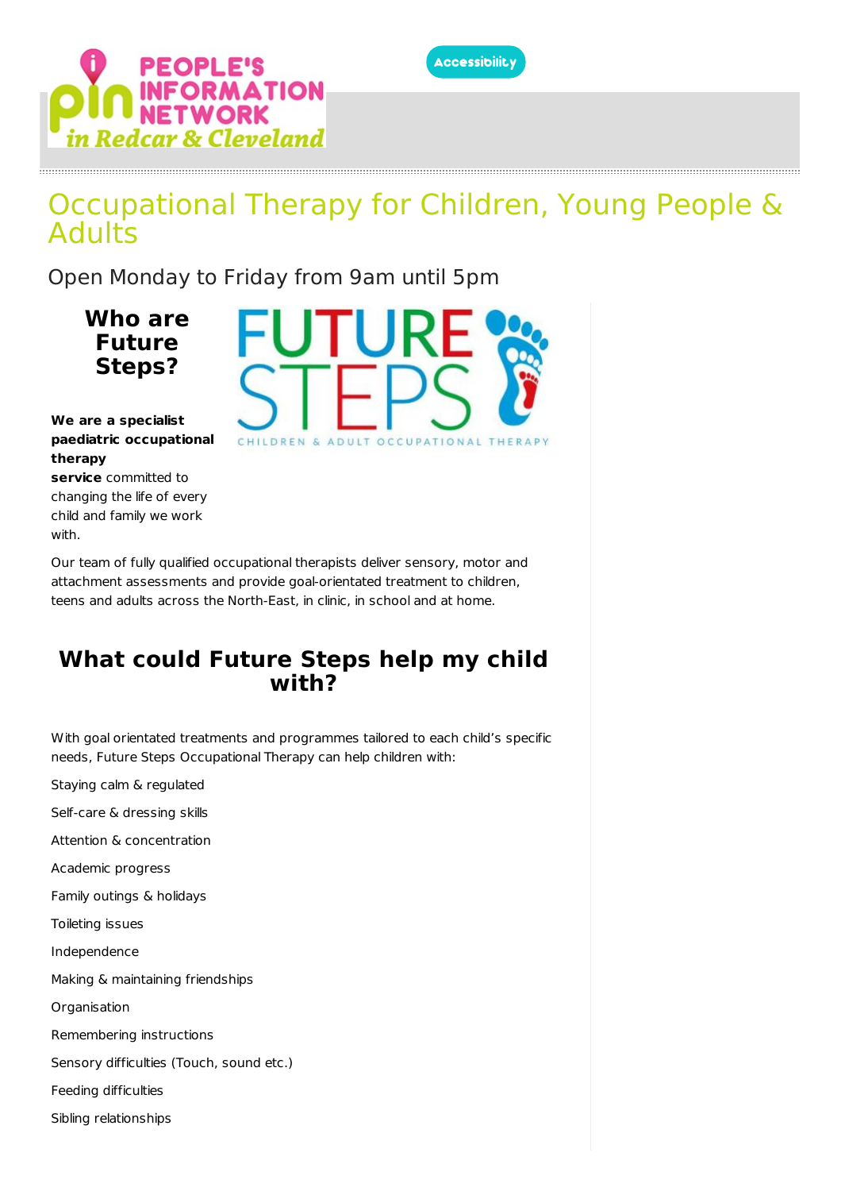# Occupational Therapy for Children, Young People & Adults

Open Monday to Friday from 9am until 5pm

## Who are Future Steps?

**We are a specialist paediatric occupational therapy service** committed to changing the life of every child and family we work with.

Our team of fully qualified occupational therapists deliver sensory, motor and attachment assessments and provide goal-orientated treatment to children, teens and adults across the North-East, in clinic, in school and at home.

## What could Future Steps help my child with?

With goal orientated treatments and programmes tailored to each child's specific needs, Future Steps Occupational Therapy can help children with:

Staying calm & regulated

Self-care & dressing skills

Attention & concentration

Academic progress

Family outings & holidays

Toileting issues

Independence

Making & maintaining friendships

Organisation

Remembering instructions

Sensory difficulties (Touch, sound etc.)

Feeding difficulties

Sibling relationships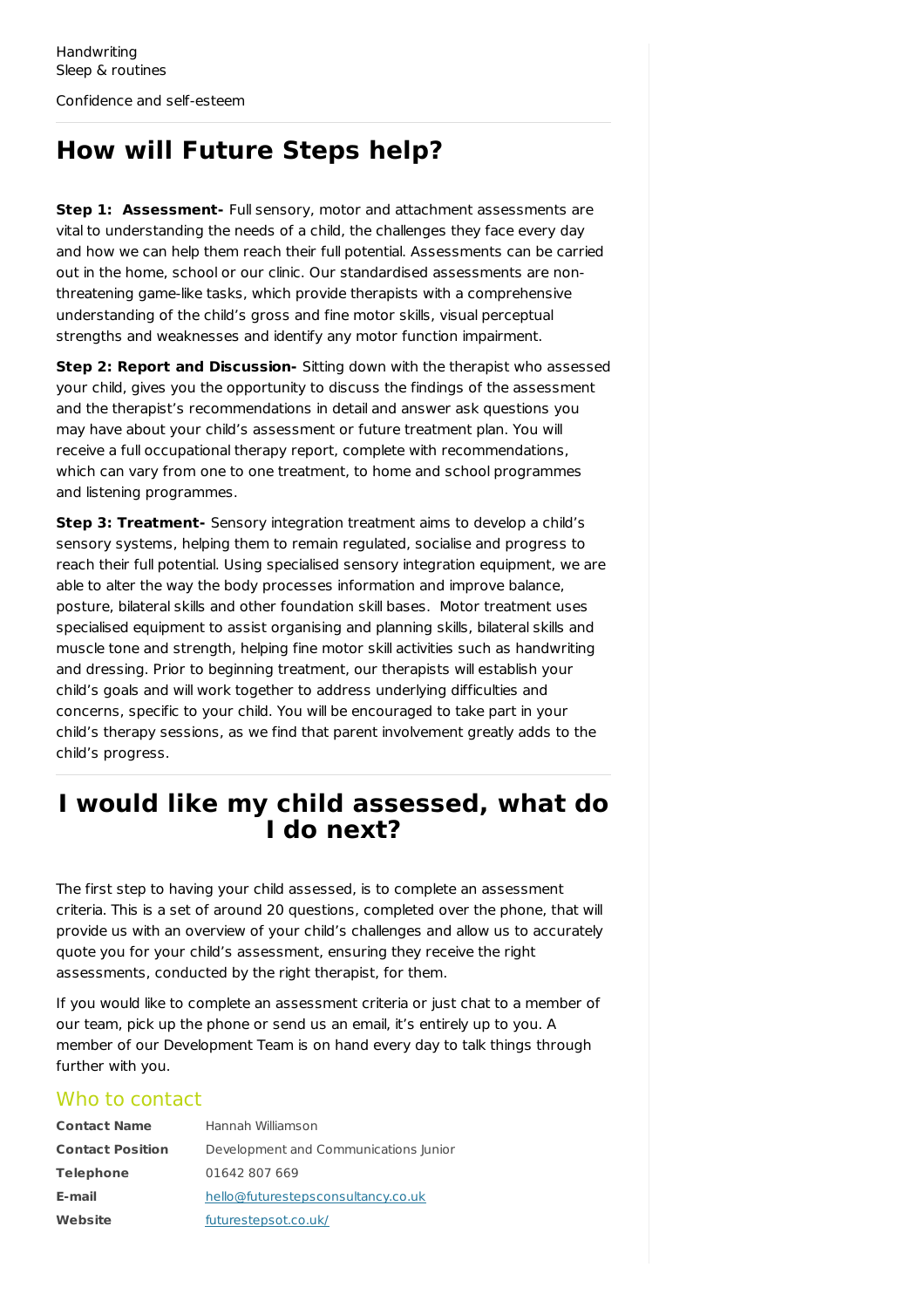Handwriting
Sleep & routines

Confidence and self-esteem

## How will Future Steps help?

**Step 1: Assessment-** Full sensory, motor and attachment assessments are vital to understanding the needs of a child, the challenges they face every day and how we can help them reach their full potential. Assessments can be carried out in the home, school or our clinic. Our standardised assessments are non-threatening game-like tasks, which provide therapists with a comprehensive understanding of the child's gross and fine motor skills, visual perceptual strengths and weaknesses and identify any motor function impairment.

**Step 2: Report and Discussion-** Sitting down with the therapist who assessed your child, gives you the opportunity to discuss the findings of the assessment and the therapist's recommendations in detail and answer ask questions you may have about your child's assessment or future treatment plan. You will receive a full occupational therapy report, complete with recommendations, which can vary from one to one treatment, to home and school programmes and listening programmes.

**Step 3: Treatment-** Sensory integration treatment aims to develop a child's sensory systems, helping them to remain regulated, socialise and progress to reach their full potential. Using specialised sensory integration equipment, we are able to alter the way the body processes information and improve balance, posture, bilateral skills and other foundation skill bases. Motor treatment uses specialised equipment to assist organising and planning skills, bilateral skills and muscle tone and strength, helping fine motor skill activities such as handwriting and dressing. Prior to beginning treatment, our therapists will establish your child's goals and will work together to address underlying difficulties and concerns, specific to your child. You will be encouraged to take part in your child's therapy sessions, as we find that parent involvement greatly adds to the child's progress.

## I would like my child assessed, what do I do next?

The first step to having your child assessed, is to complete an assessment criteria. This is a set of around 20 questions, completed over the phone, that will provide us with an overview of your child's challenges and allow us to accurately quote you for your child's assessment, ensuring they receive the right assessments, conducted by the right therapist, for them.

If you would like to complete an assessment criteria or just chat to a member of our team, pick up the phone or send us an email, it's entirely up to you. A member of our Development Team is on hand every day to talk things through further with you.

### Who to contact

| | |
|---|---|
| **Contact Name** | Hannah Williamson |
| **Contact Position** | Development and Communications Junior |
| **Telephone** | 01642 807 669 |
| **E-mail** | hello@futurestepsconsultancy.co.uk |
| **Website** | futurestepsot.co.uk/ |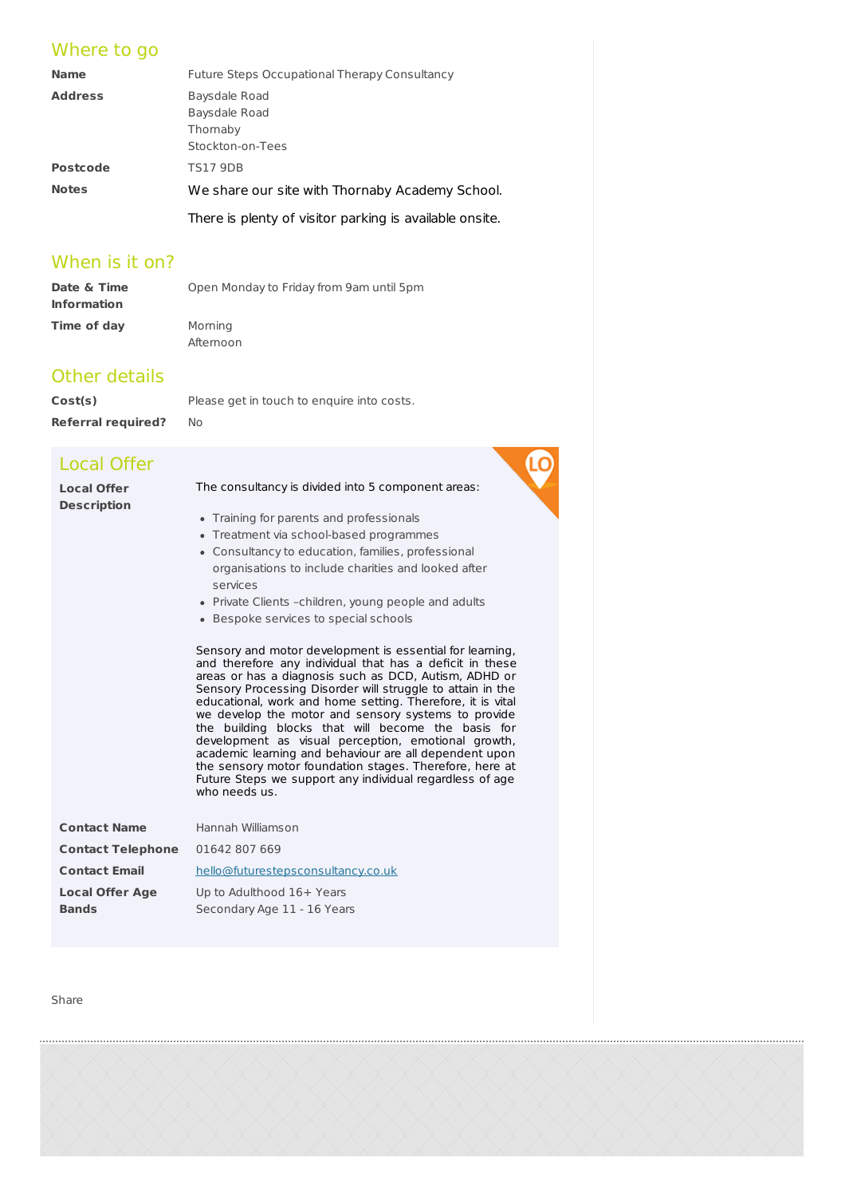## Where to go

| | |
|---|---|
| **Name** | Future Steps Occupational Therapy Consultancy |
| **Address** | Baysdale Road<br>Baysdale Road<br>Thornaby<br>Stockton-on-Tees |
| **Postcode** | TS17 9DB |
| **Notes** | We share our site with Thornaby Academy School.<br><br>There is plenty of visitor parking is available onsite. |

## When is it on?

| | |
|---|---|
| **Date & Time Information** | Open Monday to Friday from 9am until 5pm |
| **Time of day** | Morning<br>Afternoon |

## Other details

| | |
|---|---|
| **Cost(s)** | Please get in touch to enquire into costs. |
| **Referral required?** | No |

## Local Offer

**Local Offer Description**

The consultancy is divided into 5 component areas:

- Training for parents and professionals
- Treatment via school-based programmes
- Consultancy to education, families, professional organisations to include charities and looked after services
- Private Clients –children, young people and adults
- Bespoke services to special schools

Sensory and motor development is essential for learning, and therefore any individual that has a deficit in these areas or has a diagnosis such as DCD, Autism, ADHD or Sensory Processing Disorder will struggle to attain in the educational, work and home setting. Therefore, it is vital we develop the motor and sensory systems to provide the building blocks that will become the basis for development as visual perception, emotional growth, academic learning and behaviour are all dependent upon the sensory motor foundation stages. Therefore, here at Future Steps we support any individual regardless of age who needs us.

| | |
|---|---|
| **Contact Name** | Hannah Williamson |
| **Contact Telephone** | 01642 807 669 |
| **Contact Email** | hello@futurestepsconsultancy.co.uk |
| **Local Offer Age Bands** | Up to Adulthood 16+ Years<br>Secondary Age 11 - 16 Years |

Share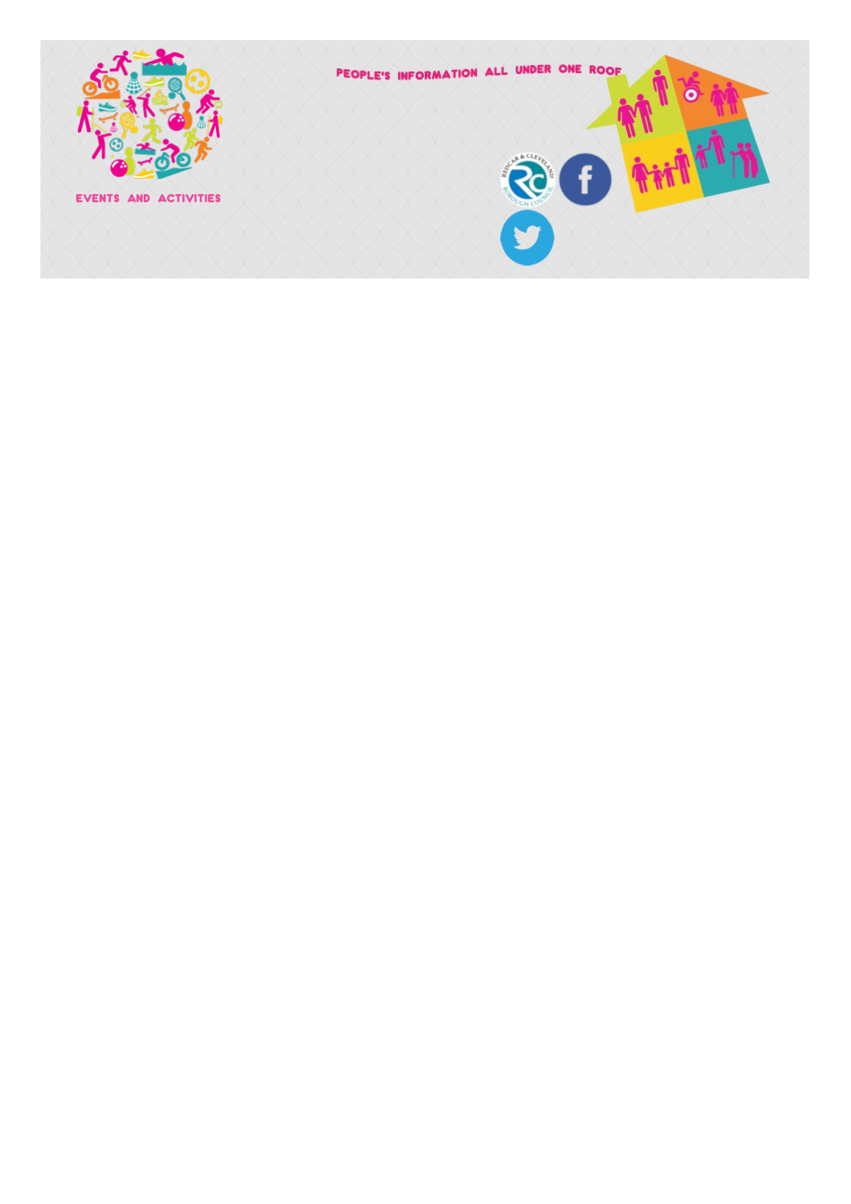EVENTS AND ACTIVITIES

PEOPLE'S INFORMATION ALL UNDER ONE ROOF